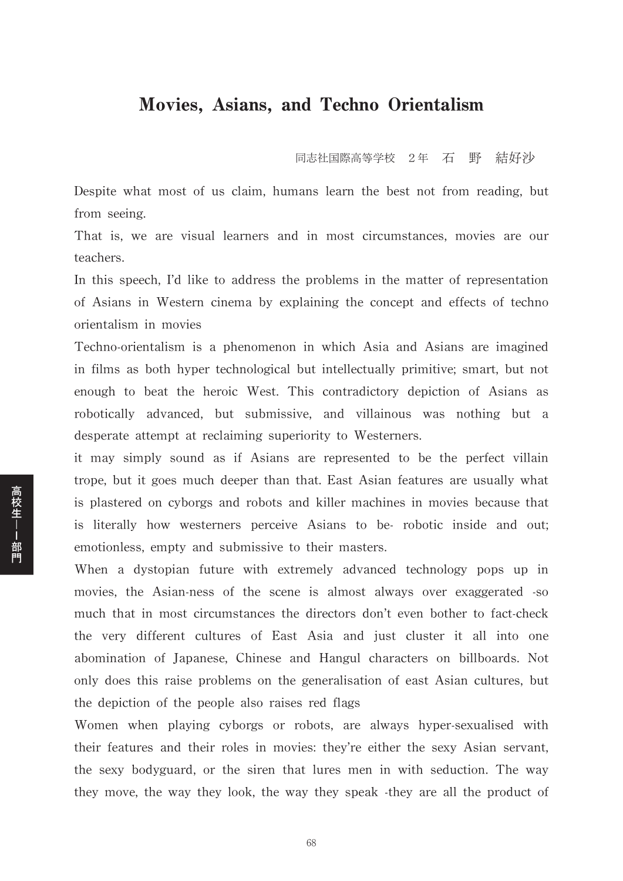# Movies, Asians, and Techno Orientalism

同志社国際高等学校　２年　石　野　結好沙

Despite what most of us claim, humans learn the best not from reading, but from seeing.

That is, we are visual learners and in most circumstances, movies are our teachers.

In this speech, I'd like to address the problems in the matter of representation of Asians in Western cinema by explaining the concept and effects of techno orientalism in movies

Techno-orientalism is a phenomenon in which Asia and Asians are imagined in films as both hyper technological but intellectually primitive; smart, but not enough to beat the heroic West. This contradictory depiction of Asians as robotically advanced, but submissive, and villainous was nothing but a desperate attempt at reclaiming superiority to Westerners.

it may simply sound as if Asians are represented to be the perfect villain trope, but it goes much deeper than that. East Asian features are usually what is plastered on cyborgs and robots and killer machines in movies because that is literally how westerners perceive Asians to be- robotic inside and out; emotionless, empty and submissive to their masters.

When a dystopian future with extremely advanced technology pops up in movies, the Asian-ness of the scene is almost always over exaggerated -so much that in most circumstances the directors don't even bother to fact-check the very different cultures of East Asia and just cluster it all into one abomination of Japanese, Chinese and Hangul characters on billboards. Not only does this raise problems on the generalisation of east Asian cultures, but the depiction of the people also raises red flags

Women when playing cyborgs or robots, are always hyper-sexualised with their features and their roles in movies: they're either the sexy Asian servant, the sexy bodyguard, or the siren that lures men in with seduction. The way they move, the way they look, the way they speak -they are all the product of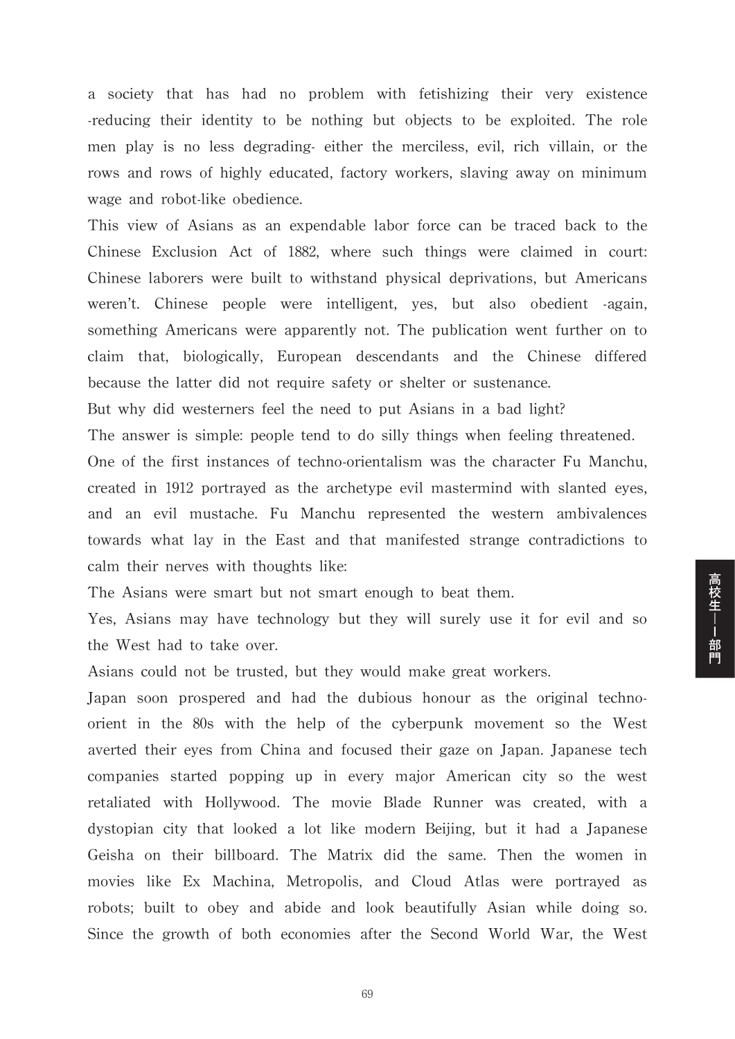a society that has had no problem with fetishizing their very existence -reducing their identity to be nothing but objects to be exploited. The role men play is no less degrading- either the merciless, evil, rich villain, or the rows and rows of highly educated, factory workers, slaving away on minimum wage and robot-like obedience.

This view of Asians as an expendable labor force can be traced back to the Chinese Exclusion Act of 1882, where such things were claimed in court: Chinese laborers were built to withstand physical deprivations, but Americans weren't. Chinese people were intelligent, yes, but also obedient -again, something Americans were apparently not. The publication went further on to claim that, biologically, European descendants and the Chinese differed because the latter did not require safety or shelter or sustenance.

But why did westerners feel the need to put Asians in a bad light?

The answer is simple: people tend to do silly things when feeling threatened.

One of the first instances of techno-orientalism was the character Fu Manchu, created in 1912 portrayed as the archetype evil mastermind with slanted eyes, and an evil mustache. Fu Manchu represented the western ambivalences towards what lay in the East and that manifested strange contradictions to calm their nerves with thoughts like:

The Asians were smart but not smart enough to beat them.

Yes, Asians may have technology but they will surely use it for evil and so the West had to take over.

Asians could not be trusted, but they would make great workers.

Japan soon prospered and had the dubious honour as the original techno-orient in the 80s with the help of the cyberpunk movement so the West averted their eyes from China and focused their gaze on Japan. Japanese tech companies started popping up in every major American city so the west retaliated with Hollywood. The movie Blade Runner was created, with a dystopian city that looked a lot like modern Beijing, but it had a Japanese Geisha on their billboard. The Matrix did the same. Then the women in movies like Ex Machina, Metropolis, and Cloud Atlas were portrayed as robots; built to obey and abide and look beautifully Asian while doing so. Since the growth of both economies after the Second World War, the West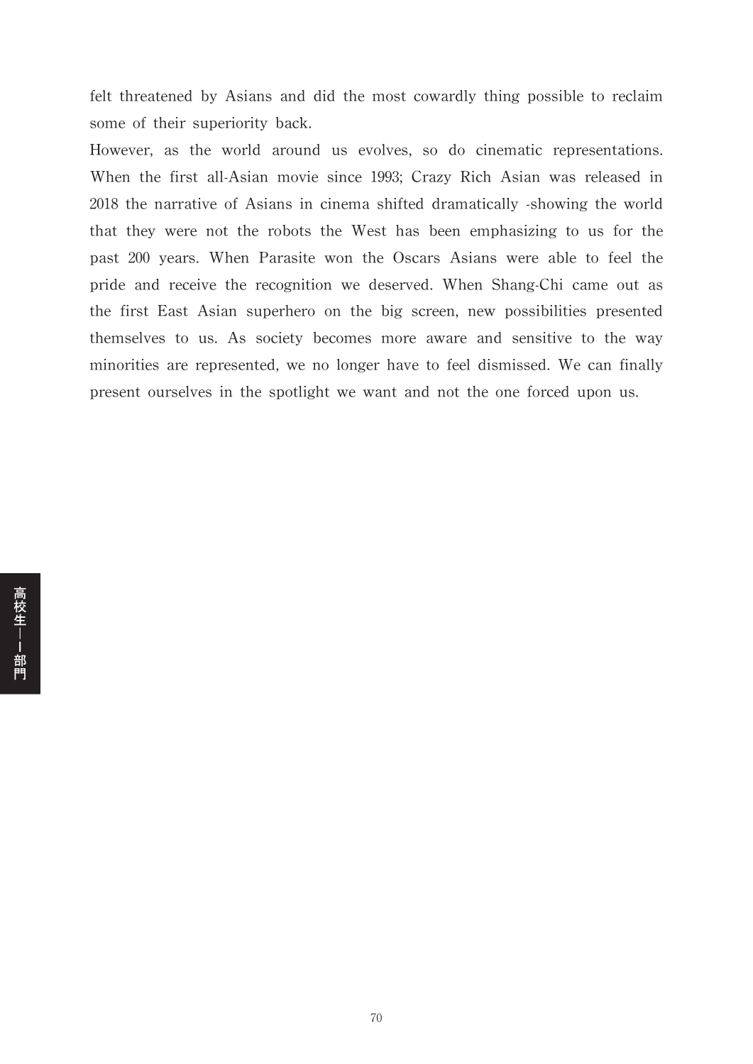felt threatened by Asians and did the most cowardly thing possible to reclaim some of their superiority back.

However, as the world around us evolves, so do cinematic representations. When the first all-Asian movie since 1993; Crazy Rich Asian was released in 2018 the narrative of Asians in cinema shifted dramatically -showing the world that they were not the robots the West has been emphasizing to us for the past 200 years. When Parasite won the Oscars Asians were able to feel the pride and receive the recognition we deserved. When Shang-Chi came out as the first East Asian superhero on the big screen, new possibilities presented themselves to us. As society becomes more aware and sensitive to the way minorities are represented, we no longer have to feel dismissed. We can finally present ourselves in the spotlight we want and not the one forced upon us.